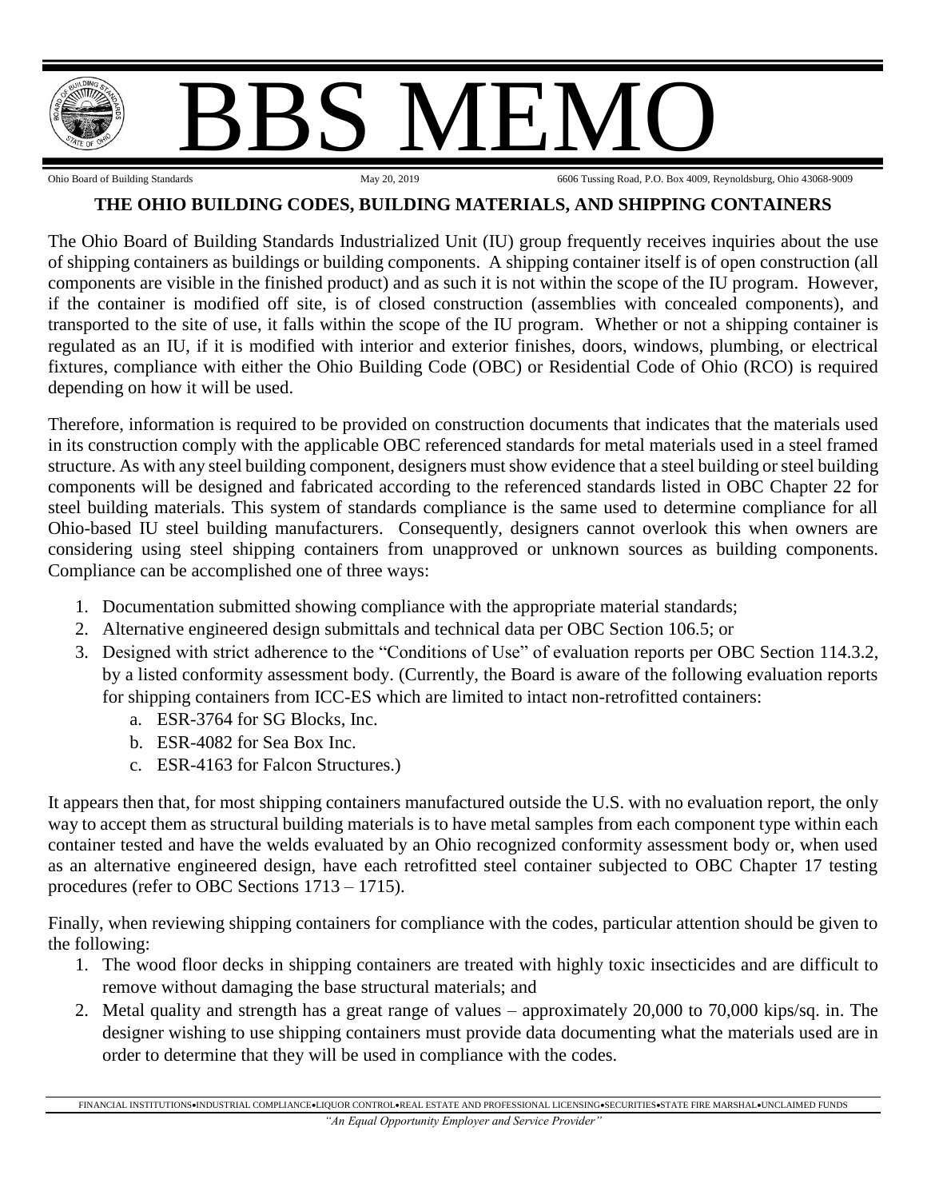# BBS MEMO

Ohio Board of Building Standards May 20, 2019 6606 Tussing Road, P.O. Box 4009, Reynoldsburg, Ohio 43068-9009

## THE OHIO BUILDING CODES, BUILDING MATERIALS, AND SHIPPING CONTAINERS

The Ohio Board of Building Standards Industrialized Unit (IU) group frequently receives inquiries about the use of shipping containers as buildings or building components. A shipping container itself is of open construction (all components are visible in the finished product) and as such it is not within the scope of the IU program. However, if the container is modified off site, is of closed construction (assemblies with concealed components), and transported to the site of use, it falls within the scope of the IU program. Whether or not a shipping container is regulated as an IU, if it is modified with interior and exterior finishes, doors, windows, plumbing, or electrical fixtures, compliance with either the Ohio Building Code (OBC) or Residential Code of Ohio (RCO) is required depending on how it will be used.

Therefore, information is required to be provided on construction documents that indicates that the materials used in its construction comply with the applicable OBC referenced standards for metal materials used in a steel framed structure. As with any steel building component, designers must show evidence that a steel building or steel building components will be designed and fabricated according to the referenced standards listed in OBC Chapter 22 for steel building materials. This system of standards compliance is the same used to determine compliance for all Ohio-based IU steel building manufacturers. Consequently, designers cannot overlook this when owners are considering using steel shipping containers from unapproved or unknown sources as building components. Compliance can be accomplished one of three ways:

1. Documentation submitted showing compliance with the appropriate material standards;
2. Alternative engineered design submittals and technical data per OBC Section 106.5; or
3. Designed with strict adherence to the "Conditions of Use" of evaluation reports per OBC Section 114.3.2, by a listed conformity assessment body. (Currently, the Board is aware of the following evaluation reports for shipping containers from ICC-ES which are limited to intact non-retrofitted containers:
   a. ESR-3764 for SG Blocks, Inc.
   b. ESR-4082 for Sea Box Inc.
   c. ESR-4163 for Falcon Structures.)

It appears then that, for most shipping containers manufactured outside the U.S. with no evaluation report, the only way to accept them as structural building materials is to have metal samples from each component type within each container tested and have the welds evaluated by an Ohio recognized conformity assessment body or, when used as an alternative engineered design, have each retrofitted steel container subjected to OBC Chapter 17 testing procedures (refer to OBC Sections 1713 – 1715).

Finally, when reviewing shipping containers for compliance with the codes, particular attention should be given to the following:

1. The wood floor decks in shipping containers are treated with highly toxic insecticides and are difficult to remove without damaging the base structural materials; and
2. Metal quality and strength has a great range of values – approximately 20,000 to 70,000 kips/sq. in. The designer wishing to use shipping containers must provide data documenting what the materials used are in order to determine that they will be used in compliance with the codes.

FINANCIAL INSTITUTIONS•INDUSTRIAL COMPLIANCE•LIQUOR CONTROL•REAL ESTATE AND PROFESSIONAL LICENSING•SECURITIES•STATE FIRE MARSHAL•UNCLAIMED FUNDS

*"An Equal Opportunity Employer and Service Provider"*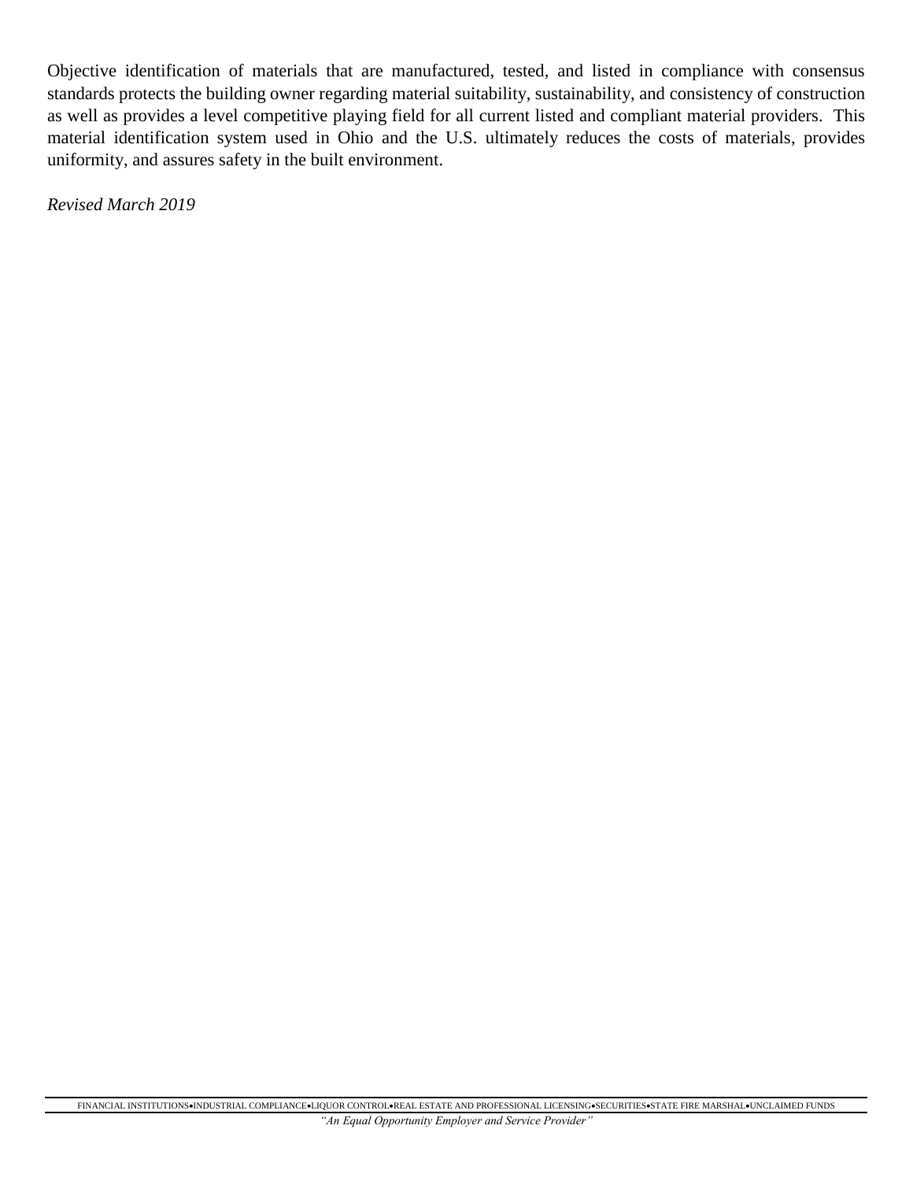Objective identification of materials that are manufactured, tested, and listed in compliance with consensus standards protects the building owner regarding material suitability, sustainability, and consistency of construction as well as provides a level competitive playing field for all current listed and compliant material providers. This material identification system used in Ohio and the U.S. ultimately reduces the costs of materials, provides uniformity, and assures safety in the built environment.

*Revised March 2019*